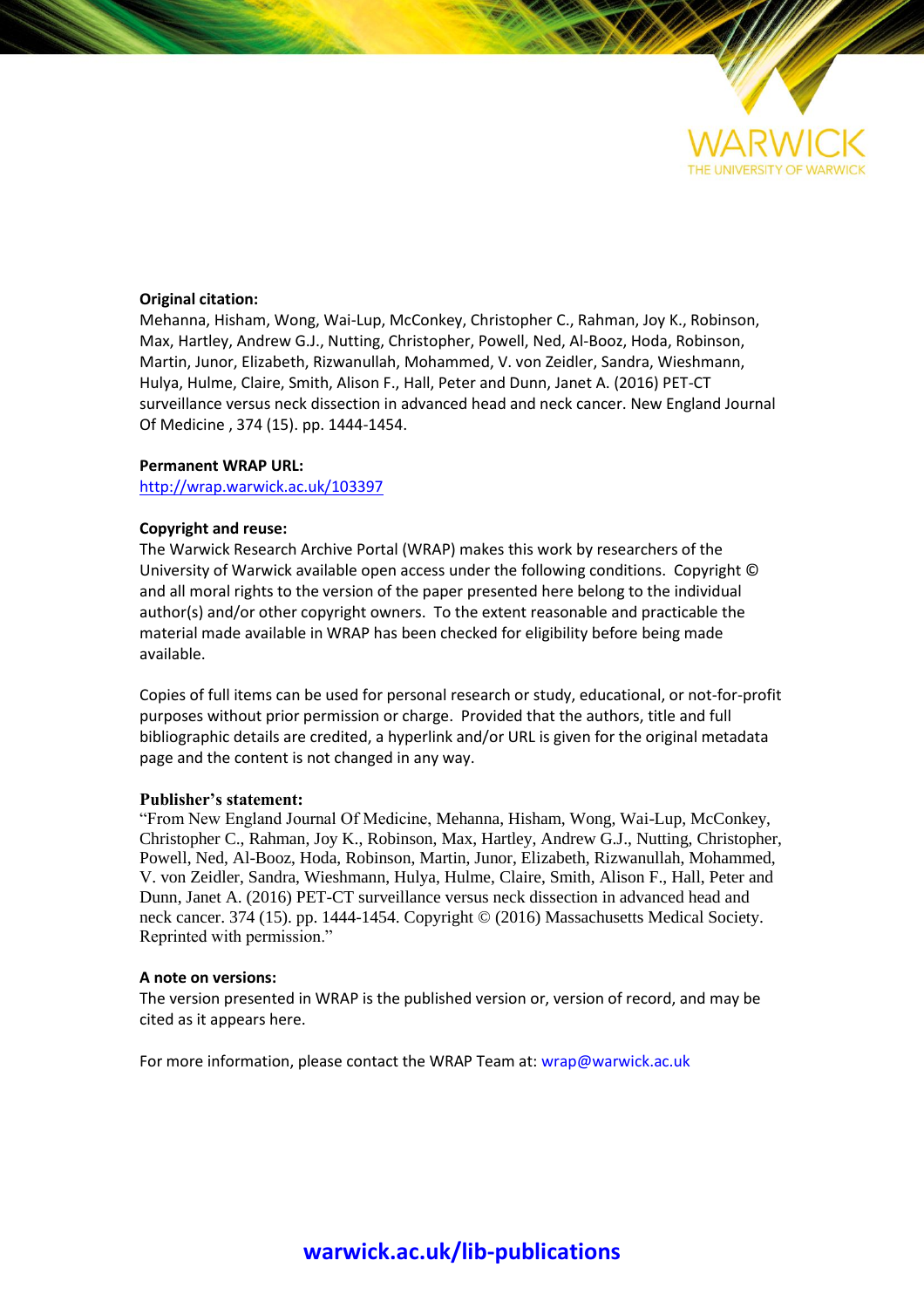WARWICK
THE UNIVERSITY OF WARWICK

**Original citation:**
Mehanna, Hisham, Wong, Wai-Lup, McConkey, Christopher C., Rahman, Joy K., Robinson, Max, Hartley, Andrew G.J., Nutting, Christopher, Powell, Ned, Al-Booz, Hoda, Robinson, Martin, Junor, Elizabeth, Rizwanullah, Mohammed, V. von Zeidler, Sandra, Wieshmann, Hulya, Hulme, Claire, Smith, Alison F., Hall, Peter and Dunn, Janet A. (2016) PET-CT surveillance versus neck dissection in advanced head and neck cancer. New England Journal Of Medicine , 374 (15). pp. 1444-1454.

**Permanent WRAP URL:**
http://wrap.warwick.ac.uk/103397

**Copyright and reuse:**
The Warwick Research Archive Portal (WRAP) makes this work by researchers of the University of Warwick available open access under the following conditions. Copyright © and all moral rights to the version of the paper presented here belong to the individual author(s) and/or other copyright owners. To the extent reasonable and practicable the material made available in WRAP has been checked for eligibility before being made available.

Copies of full items can be used for personal research or study, educational, or not-for-profit purposes without prior permission or charge. Provided that the authors, title and full bibliographic details are credited, a hyperlink and/or URL is given for the original metadata page and the content is not changed in any way.

**Publisher's statement:**
"From New England Journal Of Medicine, Mehanna, Hisham, Wong, Wai-Lup, McConkey, Christopher C., Rahman, Joy K., Robinson, Max, Hartley, Andrew G.J., Nutting, Christopher, Powell, Ned, Al-Booz, Hoda, Robinson, Martin, Junor, Elizabeth, Rizwanullah, Mohammed, V. von Zeidler, Sandra, Wieshmann, Hulya, Hulme, Claire, Smith, Alison F., Hall, Peter and Dunn, Janet A. (2016) PET-CT surveillance versus neck dissection in advanced head and neck cancer. 374 (15). pp. 1444-1454. Copyright © (2016) Massachusetts Medical Society. Reprinted with permission."

**A note on versions:**
The version presented in WRAP is the published version or, version of record, and may be cited as it appears here.

For more information, please contact the WRAP Team at: wrap@warwick.ac.uk

**warwick.ac.uk/lib-publications**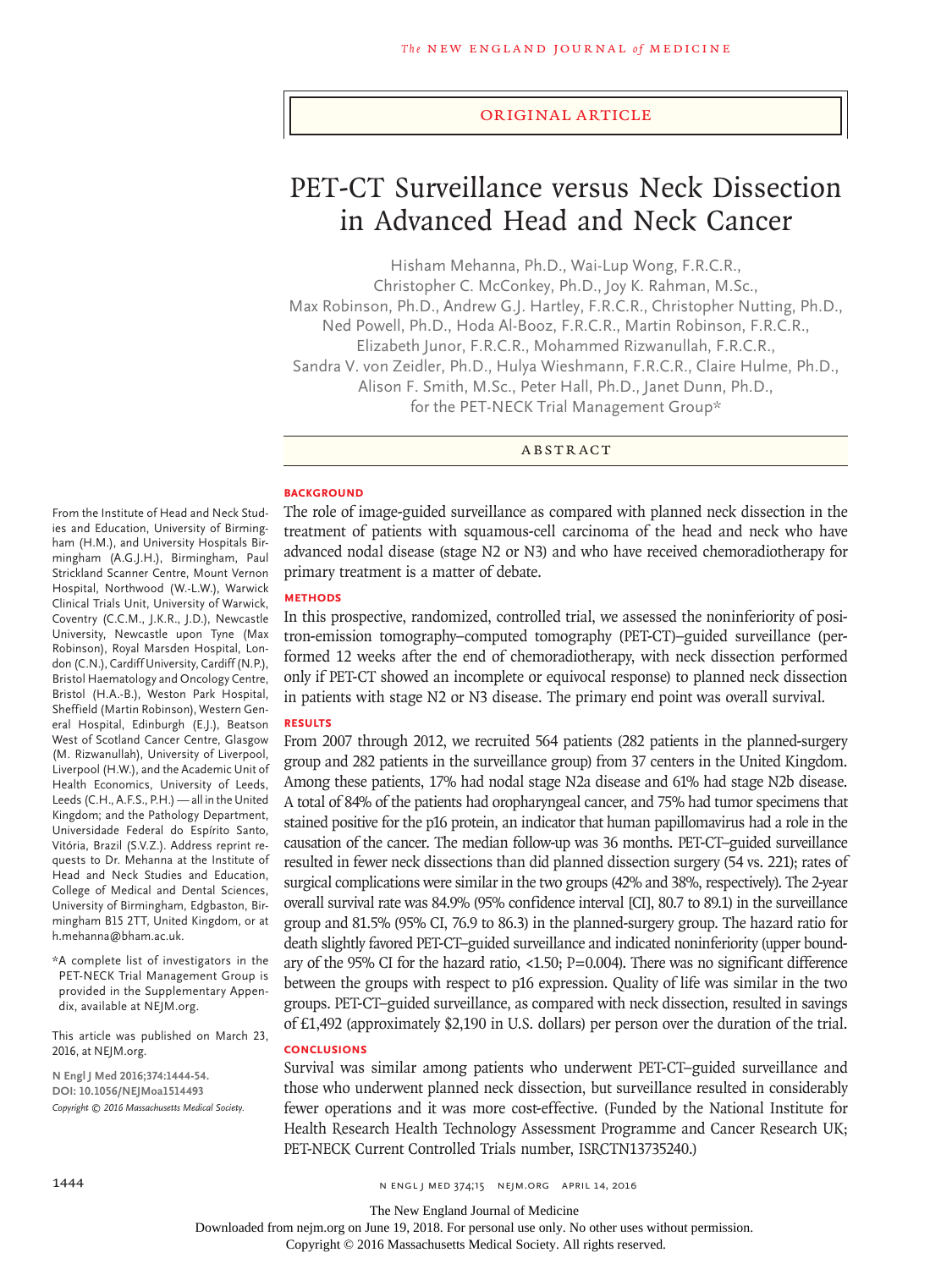ORIGINAL ARTICLE

# PET-CT Surveillance versus Neck Dissection in Advanced Head and Neck Cancer

Hisham Mehanna, Ph.D., Wai-Lup Wong, F.R.C.R., Christopher C. McConkey, Ph.D., Joy K. Rahman, M.Sc., Max Robinson, Ph.D., Andrew G.J. Hartley, F.R.C.R., Christopher Nutting, Ph.D., Ned Powell, Ph.D., Hoda Al-Booz, F.R.C.R., Martin Robinson, F.R.C.R., Elizabeth Junor, F.R.C.R., Mohammed Rizwanullah, F.R.C.R., Sandra V. von Zeidler, Ph.D., Hulya Wieshmann, F.R.C.R., Claire Hulme, Ph.D., Alison F. Smith, M.Sc., Peter Hall, Ph.D., Janet Dunn, Ph.D., for the PET-NECK Trial Management Group*

## ABSTRACT

### BACKGROUND

The role of image-guided surveillance as compared with planned neck dissection in the treatment of patients with squamous-cell carcinoma of the head and neck who have advanced nodal disease (stage N2 or N3) and who have received chemoradiotherapy for primary treatment is a matter of debate.

### METHODS

In this prospective, randomized, controlled trial, we assessed the noninferiority of positron-emission tomography–computed tomography (PET-CT)–guided surveillance (performed 12 weeks after the end of chemoradiotherapy, with neck dissection performed only if PET-CT showed an incomplete or equivocal response) to planned neck dissection in patients with stage N2 or N3 disease. The primary end point was overall survival.

### RESULTS

From 2007 through 2012, we recruited 564 patients (282 patients in the planned-surgery group and 282 patients in the surveillance group) from 37 centers in the United Kingdom. Among these patients, 17% had nodal stage N2a disease and 61% had stage N2b disease. A total of 84% of the patients had oropharyngeal cancer, and 75% had tumor specimens that stained positive for the p16 protein, an indicator that human papillomavirus had a role in the causation of the cancer. The median follow-up was 36 months. PET-CT–guided surveillance resulted in fewer neck dissections than did planned dissection surgery (54 vs. 221); rates of surgical complications were similar in the two groups (42% and 38%, respectively). The 2-year overall survival rate was 84.9% (95% confidence interval [CI], 80.7 to 89.1) in the surveillance group and 81.5% (95% CI, 76.9 to 86.3) in the planned-surgery group. The hazard ratio for death slightly favored PET-CT–guided surveillance and indicated noninferiority (upper boundary of the 95% CI for the hazard ratio, <1.50; P=0.004). There was no significant difference between the groups with respect to p16 expression. Quality of life was similar in the two groups. PET-CT–guided surveillance, as compared with neck dissection, resulted in savings of £1,492 (approximately $2,190 in U.S. dollars) per person over the duration of the trial.

### CONCLUSIONS

Survival was similar among patients who underwent PET-CT–guided surveillance and those who underwent planned neck dissection, but surveillance resulted in considerably fewer operations and it was more cost-effective. (Funded by the National Institute for Health Research Health Technology Assessment Programme and Cancer Research UK; PET-NECK Current Controlled Trials number, ISRCTN13735240.)

From the Institute of Head and Neck Studies and Education, University of Birmingham (H.M.), and University Hospitals Birmingham (A.G.J.H.), Birmingham, Paul Strickland Scanner Centre, Mount Vernon Hospital, Northwood (W.-L.W.), Warwick Clinical Trials Unit, University of Warwick, Coventry (C.C.M., J.K.R., J.D.), Newcastle University, Newcastle upon Tyne (Max Robinson), Royal Marsden Hospital, London (C.N.), Cardiff University, Cardiff (N.P.), Bristol Haematology and Oncology Centre, Bristol (H.A.-B.), Weston Park Hospital, Sheffield (Martin Robinson), Western General Hospital, Edinburgh (E.J.), Beatson West of Scotland Cancer Centre, Glasgow (M. Rizwanullah), University of Liverpool, Liverpool (H.W.), and the Academic Unit of Health Economics, University of Leeds, Leeds (C.H., A.F.S., P.H.) — all in the United Kingdom; and the Pathology Department, Universidade Federal do Espírito Santo, Vitória, Brazil (S.V.Z.). Address reprint requests to Dr. Mehanna at the Institute of Head and Neck Studies and Education, College of Medical and Dental Sciences, University of Birmingham, Edgbaston, Birmingham B15 2TT, United Kingdom, or at h.mehanna@bham.ac.uk.

*A complete list of investigators in the PET-NECK Trial Management Group is provided in the Supplementary Appendix, available at NEJM.org.

This article was published on March 23, 2016, at NEJM.org.

N Engl J Med 2016;374:1444-54.
DOI: 10.1056/NEJMoa1514493
Copyright © 2016 Massachusetts Medical Society.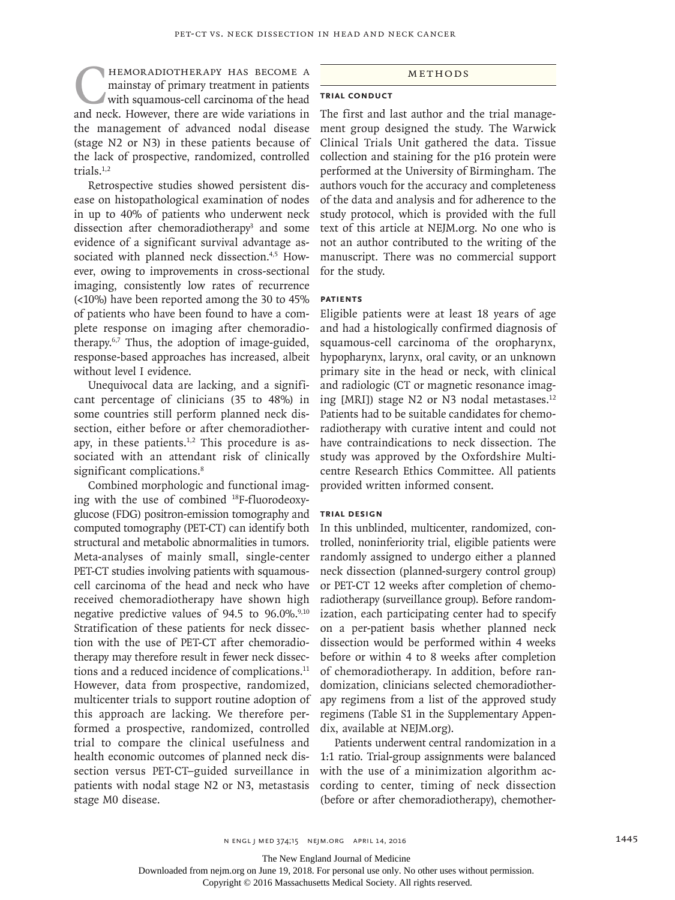Chemoradiotherapy has become a mainstay of primary treatment in patients with squamous-cell carcinoma of the head and neck. However, there are wide variations in the management of advanced nodal disease (stage N2 or N3) in these patients because of the lack of prospective, randomized, controlled trials.[1,2]

Retrospective studies showed persistent disease on histopathological examination of nodes in up to 40% of patients who underwent neck dissection after chemoradiotherapy[3] and some evidence of a significant survival advantage associated with planned neck dissection.[4,5] However, owing to improvements in cross-sectional imaging, consistently low rates of recurrence (<10%) have been reported among the 30 to 45% of patients who have been found to have a complete response on imaging after chemoradiotherapy.[6,7] Thus, the adoption of image-guided, response-based approaches has increased, albeit without level I evidence.

Unequivocal data are lacking, and a significant percentage of clinicians (35 to 48%) in some countries still perform planned neck dissection, either before or after chemoradiotherapy, in these patients.[1,2] This procedure is associated with an attendant risk of clinically significant complications.[8]

Combined morphologic and functional imaging with the use of combined $^{18}$F-fluorodeoxyglucose (FDG) positron-emission tomography and computed tomography (PET-CT) can identify both structural and metabolic abnormalities in tumors. Meta-analyses of mainly small, single-center PET-CT studies involving patients with squamous-cell carcinoma of the head and neck who have received chemoradiotherapy have shown high negative predictive values of 94.5 to 96.0%.[9,10] Stratification of these patients for neck dissection with the use of PET-CT after chemoradiotherapy may therefore result in fewer neck dissections and a reduced incidence of complications.[11] However, data from prospective, randomized, multicenter trials to support routine adoption of this approach are lacking. We therefore performed a prospective, randomized, controlled trial to compare the clinical usefulness and health economic outcomes of planned neck dissection versus PET-CT–guided surveillance in patients with nodal stage N2 or N3, metastasis stage M0 disease.

## Methods

### Trial Conduct

The first and last author and the trial management group designed the study. The Warwick Clinical Trials Unit gathered the data. Tissue collection and staining for the p16 protein were performed at the University of Birmingham. The authors vouch for the accuracy and completeness of the data and analysis and for adherence to the study protocol, which is provided with the full text of this article at NEJM.org. No one who is not an author contributed to the writing of the manuscript. There was no commercial support for the study.

### Patients

Eligible patients were at least 18 years of age and had a histologically confirmed diagnosis of squamous-cell carcinoma of the oropharynx, hypopharynx, larynx, oral cavity, or an unknown primary site in the head or neck, with clinical and radiologic (CT or magnetic resonance imaging [MRI]) stage N2 or N3 nodal metastases.[12] Patients had to be suitable candidates for chemoradiotherapy with curative intent and could not have contraindications to neck dissection. The study was approved by the Oxfordshire Multicentre Research Ethics Committee. All patients provided written informed consent.

### Trial Design

In this unblinded, multicenter, randomized, controlled, noninferiority trial, eligible patients were randomly assigned to undergo either a planned neck dissection (planned-surgery control group) or PET-CT 12 weeks after completion of chemoradiotherapy (surveillance group). Before randomization, each participating center had to specify on a per-patient basis whether planned neck dissection would be performed within 4 weeks before or within 4 to 8 weeks after completion of chemoradiotherapy. In addition, before randomization, clinicians selected chemoradiotherapy regimens from a list of the approved study regimens (Table S1 in the Supplementary Appendix, available at NEJM.org).

Patients underwent central randomization in a 1:1 ratio. Trial-group assignments were balanced with the use of a minimization algorithm according to center, timing of neck dissection (before or after chemoradiotherapy), chemother-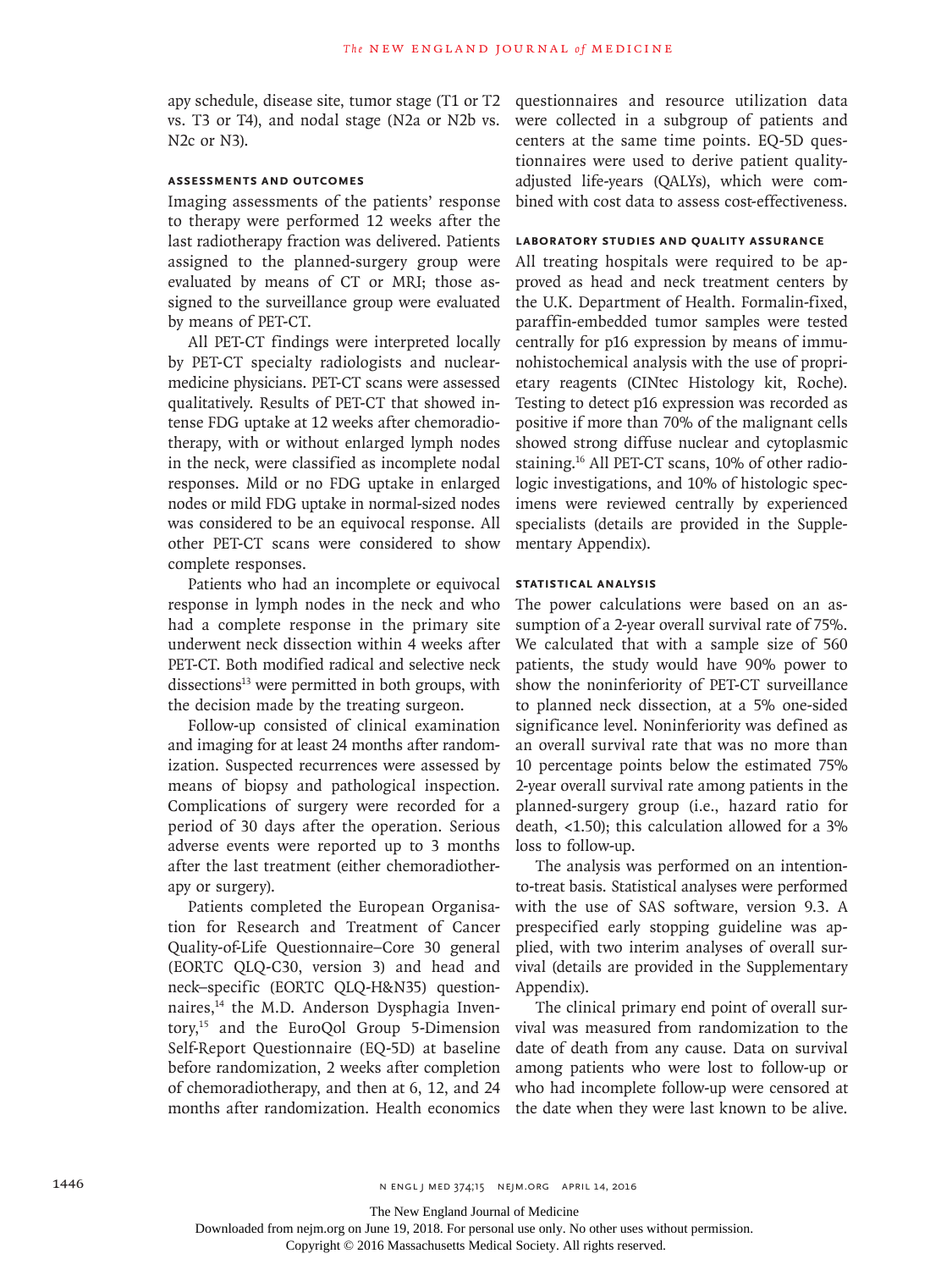apy schedule, disease site, tumor stage (T1 or T2 vs. T3 or T4), and nodal stage (N2a or N2b vs. N2c or N3).

### Assessments and Outcomes

Imaging assessments of the patients' response to therapy were performed 12 weeks after the last radiotherapy fraction was delivered. Patients assigned to the planned-surgery group were evaluated by means of CT or MRI; those assigned to the surveillance group were evaluated by means of PET-CT.

All PET-CT findings were interpreted locally by PET-CT specialty radiologists and nuclear-medicine physicians. PET-CT scans were assessed qualitatively. Results of PET-CT that showed intense FDG uptake at 12 weeks after chemoradiotherapy, with or without enlarged lymph nodes in the neck, were classified as incomplete nodal responses. Mild or no FDG uptake in enlarged nodes or mild FDG uptake in normal-sized nodes was considered to be an equivocal response. All other PET-CT scans were considered to show complete responses.

Patients who had an incomplete or equivocal response in lymph nodes in the neck and who had a complete response in the primary site underwent neck dissection within 4 weeks after PET-CT. Both modified radical and selective neck dissections[13] were permitted in both groups, with the decision made by the treating surgeon.

Follow-up consisted of clinical examination and imaging for at least 24 months after randomization. Suspected recurrences were assessed by means of biopsy and pathological inspection. Complications of surgery were recorded for a period of 30 days after the operation. Serious adverse events were reported up to 3 months after the last treatment (either chemoradiotherapy or surgery).

Patients completed the European Organisation for Research and Treatment of Cancer Quality-of-Life Questionnaire–Core 30 general (EORTC QLQ-C30, version 3) and head and neck–specific (EORTC QLQ-H&N35) questionnaires,[14] the M.D. Anderson Dysphagia Inventory,[15] and the EuroQol Group 5-Dimension Self-Report Questionnaire (EQ-5D) at baseline before randomization, 2 weeks after completion of chemoradiotherapy, and then at 6, 12, and 24 months after randomization. Health economics questionnaires and resource utilization data were collected in a subgroup of patients and centers at the same time points. EQ-5D questionnaires were used to derive patient quality-adjusted life-years (QALYs), which were combined with cost data to assess cost-effectiveness.

### Laboratory Studies and Quality Assurance

All treating hospitals were required to be approved as head and neck treatment centers by the U.K. Department of Health. Formalin-fixed, paraffin-embedded tumor samples were tested centrally for p16 expression by means of immunohistochemical analysis with the use of proprietary reagents (CINtec Histology kit, Roche). Testing to detect p16 expression was recorded as positive if more than 70% of the malignant cells showed strong diffuse nuclear and cytoplasmic staining.[16] All PET-CT scans, 10% of other radiologic investigations, and 10% of histologic specimens were reviewed centrally by experienced specialists (details are provided in the Supplementary Appendix).

### Statistical Analysis

The power calculations were based on an assumption of a 2-year overall survival rate of 75%. We calculated that with a sample size of 560 patients, the study would have 90% power to show the noninferiority of PET-CT surveillance to planned neck dissection, at a 5% one-sided significance level. Noninferiority was defined as an overall survival rate that was no more than 10 percentage points below the estimated 75% 2-year overall survival rate among patients in the planned-surgery group (i.e., hazard ratio for death, <1.50); this calculation allowed for a 3% loss to follow-up.

The analysis was performed on an intention-to-treat basis. Statistical analyses were performed with the use of SAS software, version 9.3. A prespecified early stopping guideline was applied, with two interim analyses of overall survival (details are provided in the Supplementary Appendix).

The clinical primary end point of overall survival was measured from randomization to the date of death from any cause. Data on survival among patients who were lost to follow-up or who had incomplete follow-up were censored at the date when they were last known to be alive.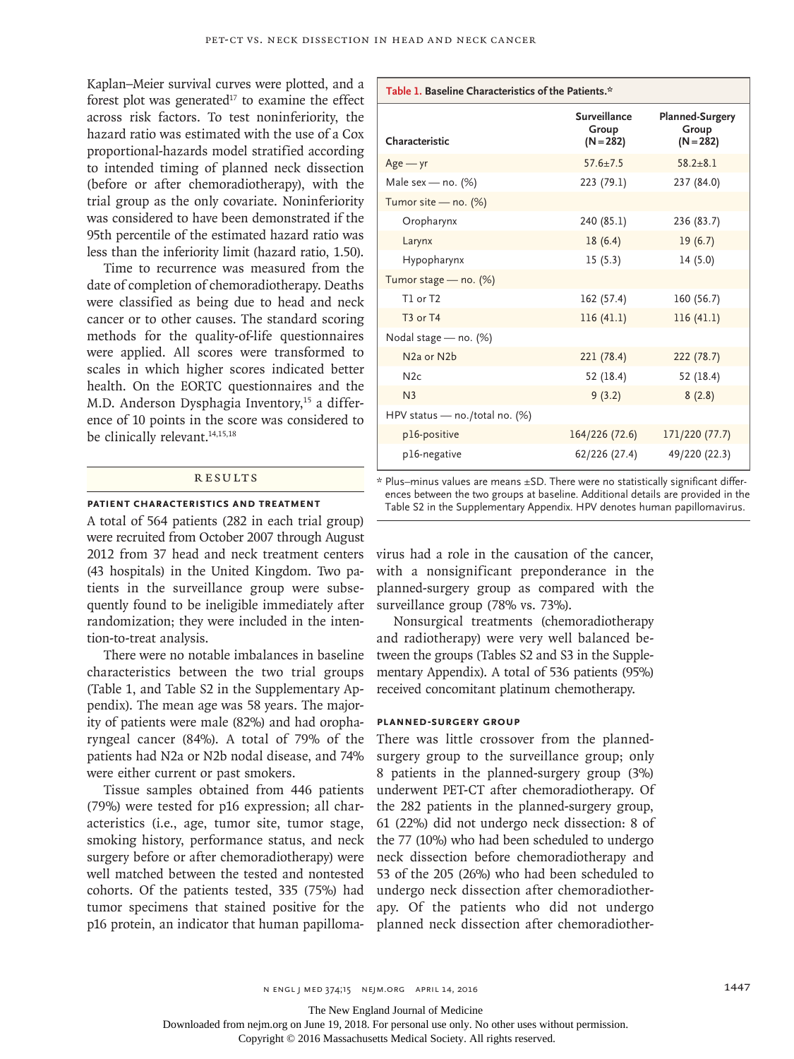Kaplan–Meier survival curves were plotted, and a forest plot was generated[17] to examine the effect across risk factors. To test noninferiority, the hazard ratio was estimated with the use of a Cox proportional-hazards model stratified according to intended timing of planned neck dissection (before or after chemoradiotherapy), with the trial group as the only covariate. Noninferiority was considered to have been demonstrated if the 95th percentile of the estimated hazard ratio was less than the inferiority limit (hazard ratio, 1.50).

Time to recurrence was measured from the date of completion of chemoradiotherapy. Deaths were classified as being due to head and neck cancer or to other causes. The standard scoring methods for the quality-of-life questionnaires were applied. All scores were transformed to scales in which higher scores indicated better health. On the EORTC questionnaires and the M.D. Anderson Dysphagia Inventory,[15] a difference of 10 points in the score was considered to be clinically relevant.[14,15,18]

**Table 1.** Baseline Characteristics of the Patients.*

| Characteristic | Surveillance Group (N=282) | Planned-Surgery Group (N=282) |
|---|---|---|
| Age — yr | 57.6±7.5 | 58.2±8.1 |
| Male sex — no. (%) | 223 (79.1) | 237 (84.0) |
| Tumor site — no. (%) | | |
| Oropharynx | 240 (85.1) | 236 (83.7) |
| Larynx | 18 (6.4) | 19 (6.7) |
| Hypopharynx | 15 (5.3) | 14 (5.0) |
| Tumor stage — no. (%) | | |
| T1 or T2 | 162 (57.4) | 160 (56.7) |
| T3 or T4 | 116 (41.1) | 116 (41.1) |
| Nodal stage — no. (%) | | |
| N2a or N2b | 221 (78.4) | 222 (78.7) |
| N2c | 52 (18.4) | 52 (18.4) |
| N3 | 9 (3.2) | 8 (2.8) |
| HPV status — no./total no. (%) | | |
| p16-positive | 164/226 (72.6) | 171/220 (77.7) |
| p16-negative | 62/226 (27.4) | 49/220 (22.3) |

\* Plus–minus values are means ±SD. There were no statistically significant differences between the two groups at baseline. Additional details are provided in the Table S2 in the Supplementary Appendix. HPV denotes human papillomavirus.

## RESULTS

### PATIENT CHARACTERISTICS AND TREATMENT

A total of 564 patients (282 in each trial group) were recruited from October 2007 through August 2012 from 37 head and neck treatment centers (43 hospitals) in the United Kingdom. Two patients in the surveillance group were subsequently found to be ineligible immediately after randomization; they were included in the intention-to-treat analysis.

There were no notable imbalances in baseline characteristics between the two trial groups (Table 1, and Table S2 in the Supplementary Appendix). The mean age was 58 years. The majority of patients were male (82%) and had oropharyngeal cancer (84%). A total of 79% of the patients had N2a or N2b nodal disease, and 74% were either current or past smokers.

Tissue samples obtained from 446 patients (79%) were tested for p16 expression; all characteristics (i.e., age, tumor site, tumor stage, smoking history, performance status, and neck surgery before or after chemoradiotherapy) were well matched between the tested and nontested cohorts. Of the patients tested, 335 (75%) had tumor specimens that stained positive for the p16 protein, an indicator that human papillomavirus had a role in the causation of the cancer, with a nonsignificant preponderance in the planned-surgery group as compared with the surveillance group (78% vs. 73%).

Nonsurgical treatments (chemoradiotherapy and radiotherapy) were very well balanced between the groups (Tables S2 and S3 in the Supplementary Appendix). A total of 536 patients (95%) received concomitant platinum chemotherapy.

### PLANNED-SURGERY GROUP

There was little crossover from the planned-surgery group to the surveillance group; only 8 patients in the planned-surgery group (3%) underwent PET-CT after chemoradiotherapy. Of the 282 patients in the planned-surgery group, 61 (22%) did not undergo neck dissection: 8 of the 77 (10%) who had been scheduled to undergo neck dissection before chemoradiotherapy and 53 of the 205 (26%) who had been scheduled to undergo neck dissection after chemoradiotherapy. Of the patients who did not undergo planned neck dissection after chemoradiother-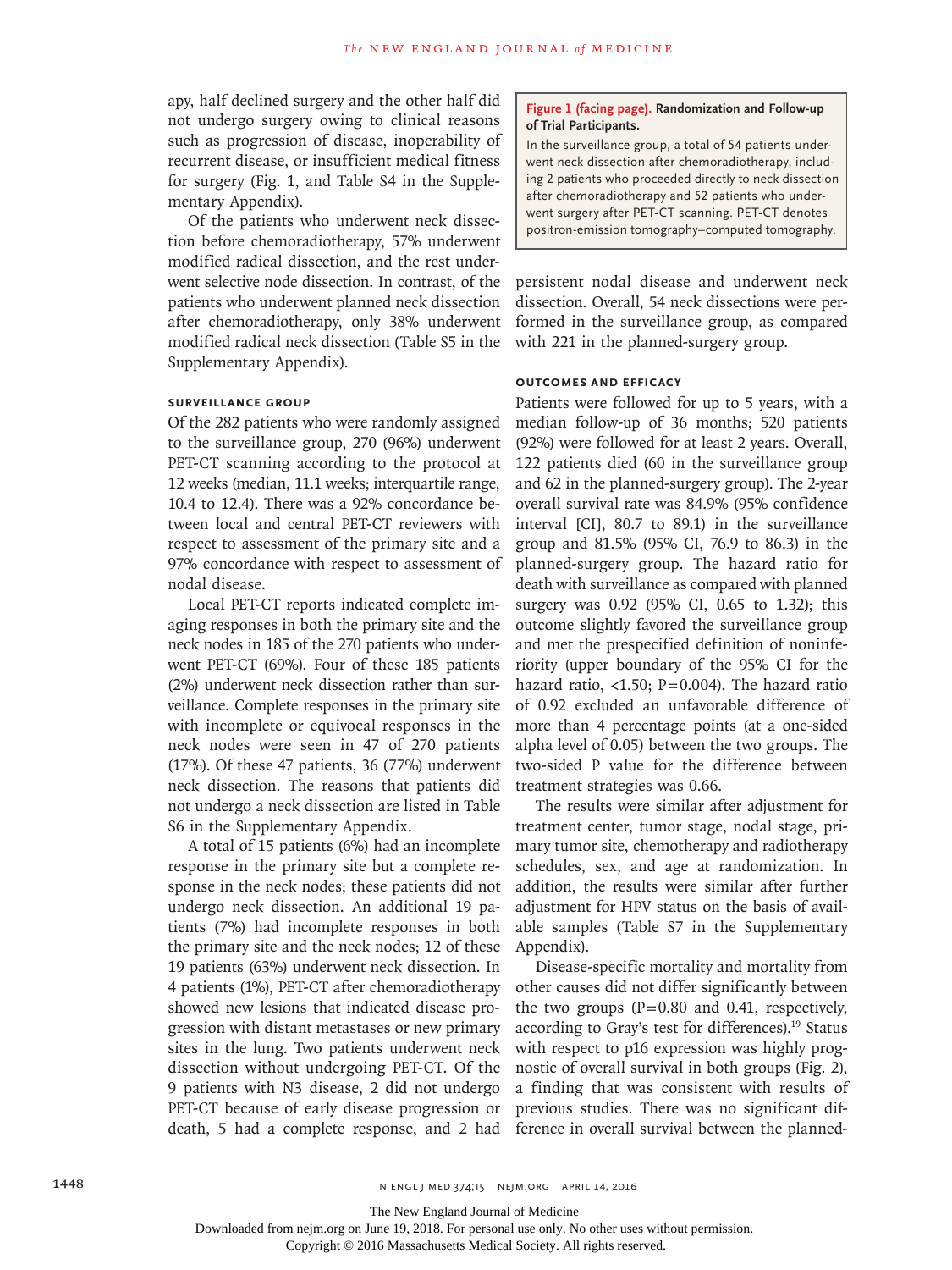apy, half declined surgery and the other half did not undergo surgery owing to clinical reasons such as progression of disease, inoperability of recurrent disease, or insufficient medical fitness for surgery (Fig. 1, and Table S4 in the Supplementary Appendix).

Of the patients who underwent neck dissection before chemoradiotherapy, 57% underwent modified radical dissection, and the rest underwent selective node dissection. In contrast, of the patients who underwent planned neck dissection after chemoradiotherapy, only 38% underwent modified radical neck dissection (Table S5 in the Supplementary Appendix).

### Surveillance Group

Of the 282 patients who were randomly assigned to the surveillance group, 270 (96%) underwent PET-CT scanning according to the protocol at 12 weeks (median, 11.1 weeks; interquartile range, 10.4 to 12.4). There was a 92% concordance between local and central PET-CT reviewers with respect to assessment of the primary site and a 97% concordance with respect to assessment of nodal disease.

Local PET-CT reports indicated complete imaging responses in both the primary site and the neck nodes in 185 of the 270 patients who underwent PET-CT (69%). Four of these 185 patients (2%) underwent neck dissection rather than surveillance. Complete responses in the primary site with incomplete or equivocal responses in the neck nodes were seen in 47 of 270 patients (17%). Of these 47 patients, 36 (77%) underwent neck dissection. The reasons that patients did not undergo a neck dissection are listed in Table S6 in the Supplementary Appendix.

A total of 15 patients (6%) had an incomplete response in the primary site but a complete response in the neck nodes; these patients did not undergo neck dissection. An additional 19 patients (7%) had incomplete responses in both the primary site and the neck nodes; 12 of these 19 patients (63%) underwent neck dissection. In 4 patients (1%), PET-CT after chemoradiotherapy showed new lesions that indicated disease progression with distant metastases or new primary sites in the lung. Two patients underwent neck dissection without undergoing PET-CT. Of the 9 patients with N3 disease, 2 did not undergo PET-CT because of early disease progression or death, 5 had a complete response, and 2 had persistent nodal disease and underwent neck dissection. Overall, 54 neck dissections were performed in the surveillance group, as compared with 221 in the planned-surgery group.

**Figure 1 (facing page). Randomization and Follow-up of Trial Participants.**
In the surveillance group, a total of 54 patients underwent neck dissection after chemoradiotherapy, including 2 patients who proceeded directly to neck dissection after chemoradiotherapy and 52 patients who underwent surgery after PET-CT scanning. PET-CT denotes positron-emission tomography–computed tomography.

### Outcomes and Efficacy

Patients were followed for up to 5 years, with a median follow-up of 36 months; 520 patients (92%) were followed for at least 2 years. Overall, 122 patients died (60 in the surveillance group and 62 in the planned-surgery group). The 2-year overall survival rate was 84.9% (95% confidence interval [CI], 80.7 to 89.1) in the surveillance group and 81.5% (95% CI, 76.9 to 86.3) in the planned-surgery group. The hazard ratio for death with surveillance as compared with planned surgery was 0.92 (95% CI, 0.65 to 1.32); this outcome slightly favored the surveillance group and met the prespecified definition of noninferiority (upper boundary of the 95% CI for the hazard ratio, <1.50; P=0.004). The hazard ratio of 0.92 excluded an unfavorable difference of more than 4 percentage points (at a one-sided alpha level of 0.05) between the two groups. The two-sided P value for the difference between treatment strategies was 0.66.

The results were similar after adjustment for treatment center, tumor stage, nodal stage, primary tumor site, chemotherapy and radiotherapy schedules, sex, and age at randomization. In addition, the results were similar after further adjustment for HPV status on the basis of available samples (Table S7 in the Supplementary Appendix).

Disease-specific mortality and mortality from other causes did not differ significantly between the two groups (P=0.80 and 0.41, respectively, according to Gray's test for differences).[19] Status with respect to p16 expression was highly prognostic of overall survival in both groups (Fig. 2), a finding that was consistent with results of previous studies. There was no significant difference in overall survival between the planned-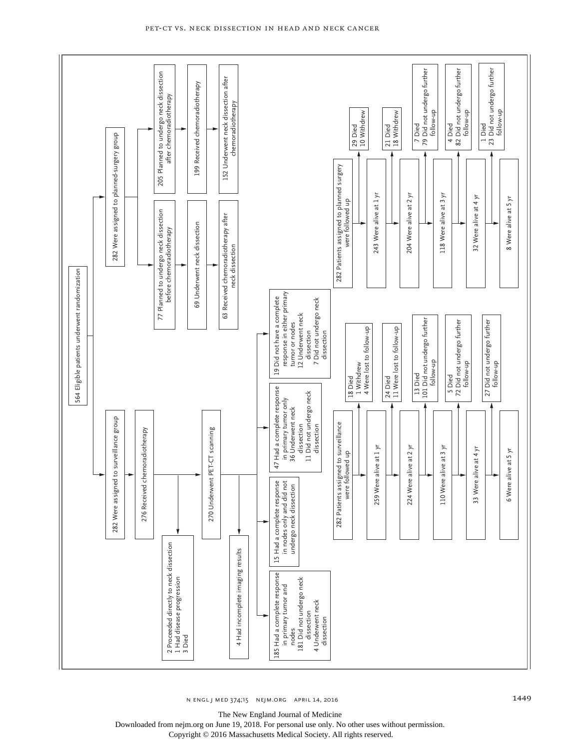564 Eligible patients underwent randomization

**Surveillance group**

- 282 Were assigned to surveillance group
- 276 Received chemoradiotherapy
  - 2 Proceeded directly to neck dissection
    - 1 Had disease progression
    - 3 Died
- 270 Underwent PET-CT scanning
  - 4 Had incomplete imaging results
  - 185 Had a complete response in primary tumor and nodes
    - 181 Did not undergo neck dissection
    - 4 Underwent neck dissection
  - 15 Had a complete response in nodes only and did not undergo neck dissection
  - 47 Had a complete response in primary tumor only
    - 36 Underwent neck dissection
    - 11 Did not undergo neck dissection
  - 19 Did not have a complete response in either primary tumor or nodes
    - 12 Underwent neck dissection
    - 7 Did not undergo neck dissection

282 Patients assigned to surveillance were followed up
- 18 Died
- 1 Withdrew
- 4 Were lost to follow-up

259 Were alive at 1 yr
- 24 Died
- 11 Were lost to follow-up

224 Were alive at 2 yr
- 13 Died
- 101 Did not undergo further follow-up

110 Were alive at 3 yr
- 5 Died
- 72 Did not undergo further follow-up

33 Were alive at 4 yr
- 27 Did not undergo further follow-up

6 Were alive at 5 yr

**Planned-surgery group**

- 282 Were assigned to planned-surgery group
  - 77 Planned to undergo neck dissection before chemoradiotherapy
    - 69 Underwent neck dissection
    - 63 Received chemoradiotherapy after neck dissection
  - 205 Planned to undergo neck dissection after chemoradiotherapy
    - 199 Received chemoradiotherapy
    - 152 Underwent neck dissection after chemoradiotherapy

282 Patients assigned to planned surgery were followed up
- 29 Died
- 10 Withdrew

243 Were alive at 1 yr
- 21 Died
- 18 Withdrew

204 Were alive at 2 yr
- 7 Died
- 79 Did not undergo further follow-up

118 Were alive at 3 yr
- 4 Died
- 82 Did not undergo further follow-up

32 Were alive at 4 yr
- 1 Died
- 23 Did not undergo further follow-up

8 Were alive at 5 yr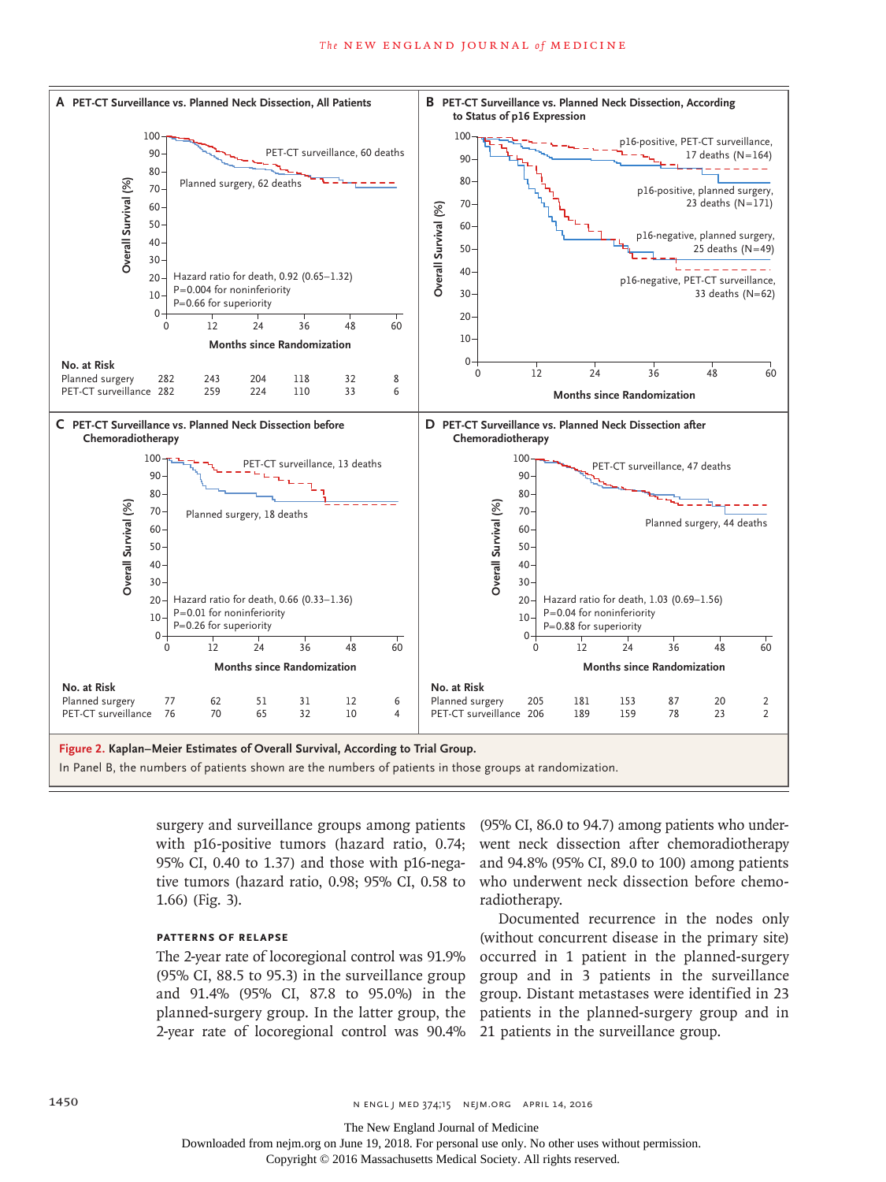**A PET-CT Surveillance vs. Planned Neck Dissection, All Patients**

PET-CT surveillance, 60 deaths

Planned surgery, 62 deaths

Hazard ratio for death, 0.92 (0.65–1.32)
P=0.004 for noninferiority
P=0.66 for superiority

Overall Survival (%)

Months since Randomization

No. at Risk

Planned surgery 282 243 204 118 32 8
PET-CT surveillance 282 259 224 110 33 6

**B PET-CT Surveillance vs. Planned Neck Dissection, According to Status of p16 Expression**

p16-positive, PET-CT surveillance, 17 deaths (N=164)

p16-positive, planned surgery, 23 deaths (N=171)

p16-negative, planned surgery, 25 deaths (N=49)

p16-negative, PET-CT surveillance, 33 deaths (N=62)

Overall Survival (%)

Months since Randomization

**C PET-CT Surveillance vs. Planned Neck Dissection before Chemoradiotherapy**

PET-CT surveillance, 13 deaths

Planned surgery, 18 deaths

Hazard ratio for death, 0.66 (0.33–1.36)
P=0.01 for noninferiority
P=0.26 for superiority

Overall Survival (%)

Months since Randomization

No. at Risk

Planned surgery 77 62 51 31 12 6
PET-CT surveillance 76 70 65 32 10 4

**D PET-CT Surveillance vs. Planned Neck Dissection after Chemoradiotherapy**

PET-CT surveillance, 47 deaths

Planned surgery, 44 deaths

Hazard ratio for death, 1.03 (0.69–1.56)
P=0.04 for noninferiority
P=0.88 for superiority

Overall Survival (%)

Months since Randomization

No. at Risk

Planned surgery 205 181 153 87 20 2
PET-CT surveillance 206 189 159 78 23 2

**Figure 2. Kaplan–Meier Estimates of Overall Survival, According to Trial Group.**

In Panel B, the numbers of patients shown are the numbers of patients in those groups at randomization.

surgery and surveillance groups among patients with p16-positive tumors (hazard ratio, 0.74; 95% CI, 0.40 to 1.37) and those with p16-negative tumors (hazard ratio, 0.98; 95% CI, 0.58 to 1.66) (Fig. 3).

### Patterns of Relapse

The 2-year rate of locoregional control was 91.9% (95% CI, 88.5 to 95.3) in the surveillance group and 91.4% (95% CI, 87.8 to 95.0%) in the planned-surgery group. In the latter group, the 2-year rate of locoregional control was 90.4% (95% CI, 86.0 to 94.7) among patients who underwent neck dissection after chemoradiotherapy and 94.8% (95% CI, 89.0 to 100) among patients who underwent neck dissection before chemoradiotherapy.

Documented recurrence in the nodes only (without concurrent disease in the primary site) occurred in 1 patient in the planned-surgery group and in 3 patients in the surveillance group. Distant metastases were identified in 23 patients in the planned-surgery group and in 21 patients in the surveillance group.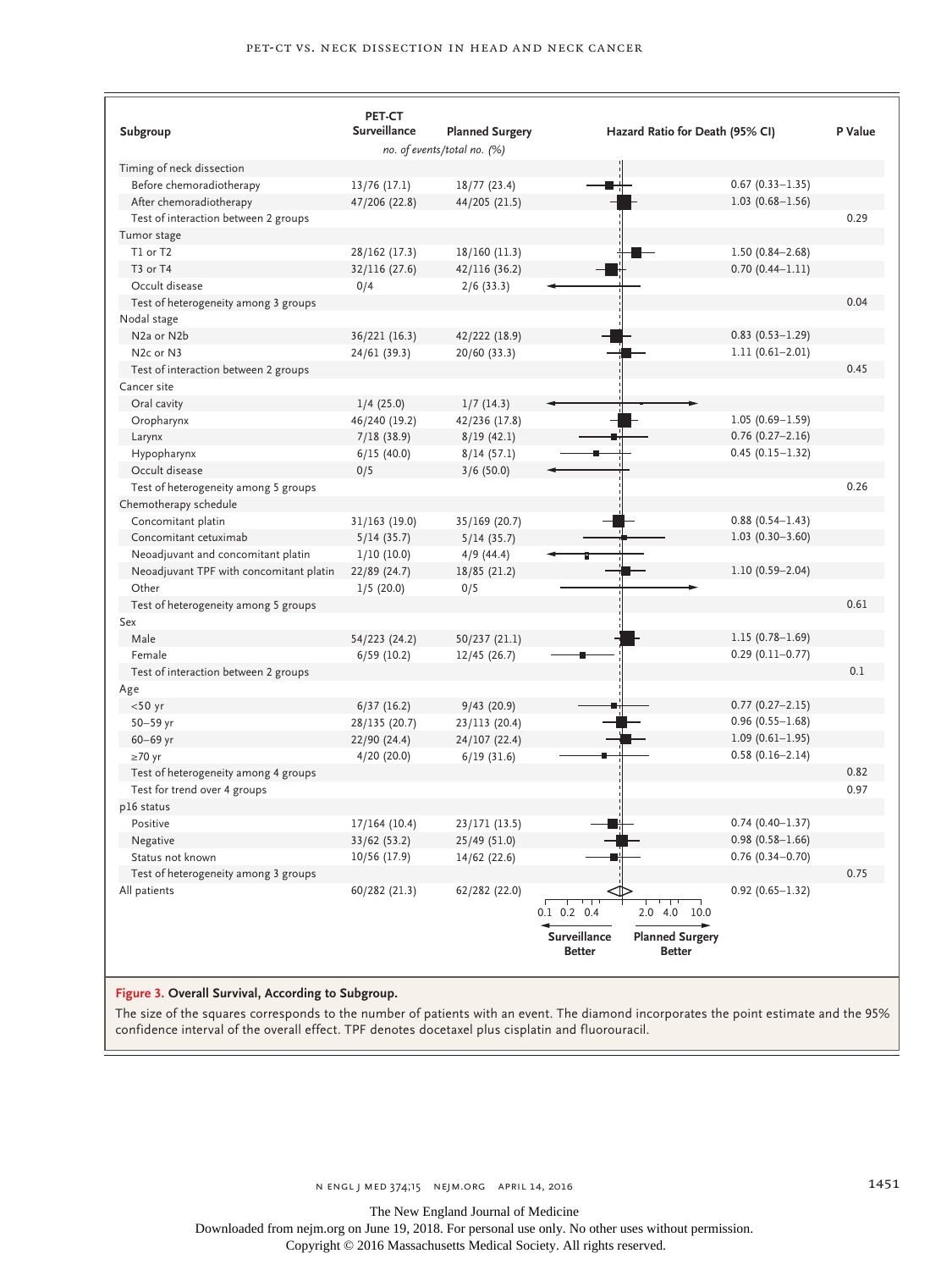Subgroup
PET-CT Surveillance
Planned Surgery
no. of events/total no. (%)
Hazard Ratio for Death (95% CI)
P Value

Timing of neck dissection
Before chemoradiotherapy 13/76 (17.1) 18/77 (23.4) 0.67 (0.33–1.35)
After chemoradiotherapy 47/206 (22.8) 44/205 (21.5) 1.03 (0.68–1.56)
Test of interaction between 2 groups 0.29

Tumor stage
T1 or T2 28/162 (17.3) 18/160 (11.3) 1.50 (0.84–2.68)
T3 or T4 32/116 (27.6) 42/116 (36.2) 0.70 (0.44–1.11)
Occult disease 0/4 2/6 (33.3)
Test of heterogeneity among 3 groups 0.04

Nodal stage
N2a or N2b 36/221 (16.3) 42/222 (18.9) 0.83 (0.53–1.29)
N2c or N3 24/61 (39.3) 20/60 (33.3) 1.11 (0.61–2.01)
Test of interaction between 2 groups 0.45

Cancer site
Oral cavity 1/4 (25.0) 1/7 (14.3)
Oropharynx 46/240 (19.2) 42/236 (17.8) 1.05 (0.69–1.59)
Larynx 7/18 (38.9) 8/19 (42.1) 0.76 (0.27–2.16)
Hypopharynx 6/15 (40.0) 8/14 (57.1) 0.45 (0.15–1.32)
Occult disease 0/5 3/6 (50.0)
Test of heterogeneity among 5 groups 0.26

Chemotherapy schedule
Concomitant platin 31/163 (19.0) 35/169 (20.7) 0.88 (0.54–1.43)
Concomitant cetuximab 5/14 (35.7) 5/14 (35.7) 1.03 (0.30–3.60)
Neoadjuvant and concomitant platin 1/10 (10.0) 4/9 (44.4)
Neoadjuvant TPF with concomitant platin 22/89 (24.7) 18/85 (21.2) 1.10 (0.59–2.04)
Other 1/5 (20.0) 0/5
Test of heterogeneity among 5 groups 0.61

Sex
Male 54/223 (24.2) 50/237 (21.1) 1.15 (0.78–1.69)
Female 6/59 (10.2) 12/45 (26.7) 0.29 (0.11–0.77)
Test of interaction between 2 groups 0.1

Age
<50 yr 6/37 (16.2) 9/43 (20.9) 0.77 (0.27–2.15)
50–59 yr 28/135 (20.7) 23/113 (20.4) 0.96 (0.55–1.68)
60–69 yr 22/90 (24.4) 24/107 (22.4) 1.09 (0.61–1.95)
≥70 yr 4/20 (20.0) 6/19 (31.6) 0.58 (0.16–2.14)
Test of heterogeneity among 4 groups 0.82
Test for trend over 4 groups 0.97

p16 status
Positive 17/164 (10.4) 23/171 (13.5) 0.74 (0.40–1.37)
Negative 33/62 (53.2) 25/49 (51.0) 0.98 (0.58–1.66)
Status not known 10/56 (17.9) 14/62 (22.6) 0.76 (0.34–0.70)
Test of heterogeneity among 3 groups 0.75

All patients 60/282 (21.3) 62/282 (22.0) 0.92 (0.65–1.32)

0.1 0.2 0.4 2.0 4.0 10.0
Surveillance Better
Planned Surgery Better

**Figure 3. Overall Survival, According to Subgroup.**

The size of the squares corresponds to the number of patients with an event. The diamond incorporates the point estimate and the 95% confidence interval of the overall effect. TPF denotes docetaxel plus cisplatin and fluorouracil.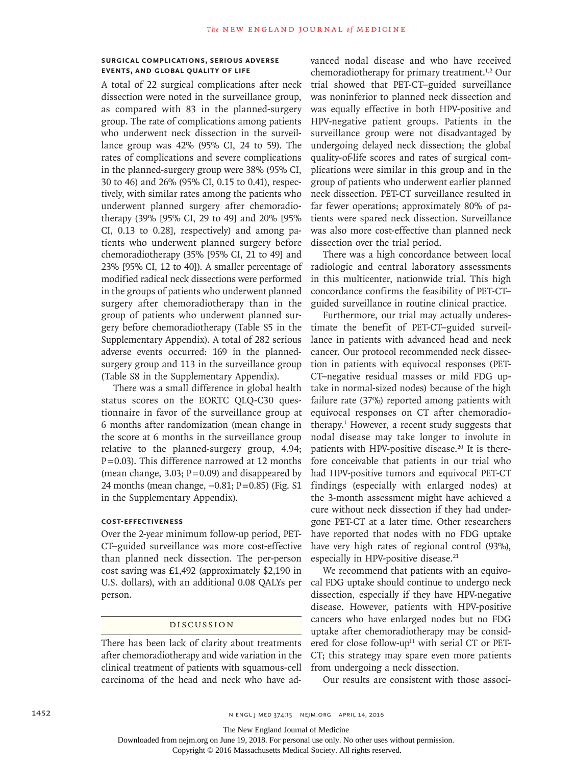### SURGICAL COMPLICATIONS, SERIOUS ADVERSE EVENTS, AND GLOBAL QUALITY OF LIFE

A total of 22 surgical complications after neck dissection were noted in the surveillance group, as compared with 83 in the planned-surgery group. The rate of complications among patients who underwent neck dissection in the surveillance group was 42% (95% CI, 24 to 59). The rates of complications and severe complications in the planned-surgery group were 38% (95% CI, 30 to 46) and 26% (95% CI, 0.15 to 0.41), respectively, with similar rates among the patients who underwent planned surgery after chemoradiotherapy (39% [95% CI, 29 to 49] and 20% [95% CI, 0.13 to 0.28], respectively) and among patients who underwent planned surgery before chemoradiotherapy (35% [95% CI, 21 to 49] and 23% [95% CI, 12 to 40]). A smaller percentage of modified radical neck dissections were performed in the groups of patients who underwent planned surgery after chemoradiotherapy than in the group of patients who underwent planned surgery before chemoradiotherapy (Table S5 in the Supplementary Appendix). A total of 282 serious adverse events occurred: 169 in the planned-surgery group and 113 in the surveillance group (Table S8 in the Supplementary Appendix).

There was a small difference in global health status scores on the EORTC QLQ-C30 questionnaire in favor of the surveillance group at 6 months after randomization (mean change in the score at 6 months in the surveillance group relative to the planned-surgery group, 4.94; $P=0.03$). This difference narrowed at 12 months (mean change, 3.03; $P=0.09$) and disappeared by 24 months (mean change, −0.81; $P=0.85$) (Fig. S1 in the Supplementary Appendix).

### COST-EFFECTIVENESS

Over the 2-year minimum follow-up period, PET-CT–guided surveillance was more cost-effective than planned neck dissection. The per-person cost saving was £1,492 (approximately $2,190 in U.S. dollars), with an additional 0.08 QALYs per person.

## DISCUSSION

There has been lack of clarity about treatments after chemoradiotherapy and wide variation in the clinical treatment of patients with squamous-cell carcinoma of the head and neck who have advanced nodal disease and who have received chemoradiotherapy for primary treatment.[1,2] Our trial showed that PET-CT–guided surveillance was noninferior to planned neck dissection and was equally effective in both HPV-positive and HPV-negative patient groups. Patients in the surveillance group were not disadvantaged by undergoing delayed neck dissection; the global quality-of-life scores and rates of surgical complications were similar in this group and in the group of patients who underwent earlier planned neck dissection. PET-CT surveillance resulted in far fewer operations; approximately 80% of patients were spared neck dissection. Surveillance was also more cost-effective than planned neck dissection over the trial period.

There was a high concordance between local radiologic and central laboratory assessments in this multicenter, nationwide trial. This high concordance confirms the feasibility of PET-CT–guided surveillance in routine clinical practice.

Furthermore, our trial may actually underestimate the benefit of PET-CT–guided surveillance in patients with advanced head and neck cancer. Our protocol recommended neck dissection in patients with equivocal responses (PET-CT–negative residual masses or mild FDG uptake in normal-sized nodes) because of the high failure rate (37%) reported among patients with equivocal responses on CT after chemoradiotherapy.[1] However, a recent study suggests that nodal disease may take longer to involute in patients with HPV-positive disease.[20] It is therefore conceivable that patients in our trial who had HPV-positive tumors and equivocal PET-CT findings (especially with enlarged nodes) at the 3-month assessment might have achieved a cure without neck dissection if they had undergone PET-CT at a later time. Other researchers have reported that nodes with no FDG uptake have very high rates of regional control (93%), especially in HPV-positive disease.[21]

We recommend that patients with an equivocal FDG uptake should continue to undergo neck dissection, especially if they have HPV-negative disease. However, patients with HPV-positive cancers who have enlarged nodes but no FDG uptake after chemoradiotherapy may be considered for close follow-up[11] with serial CT or PET-CT; this strategy may spare even more patients from undergoing a neck dissection.

Our results are consistent with those associ-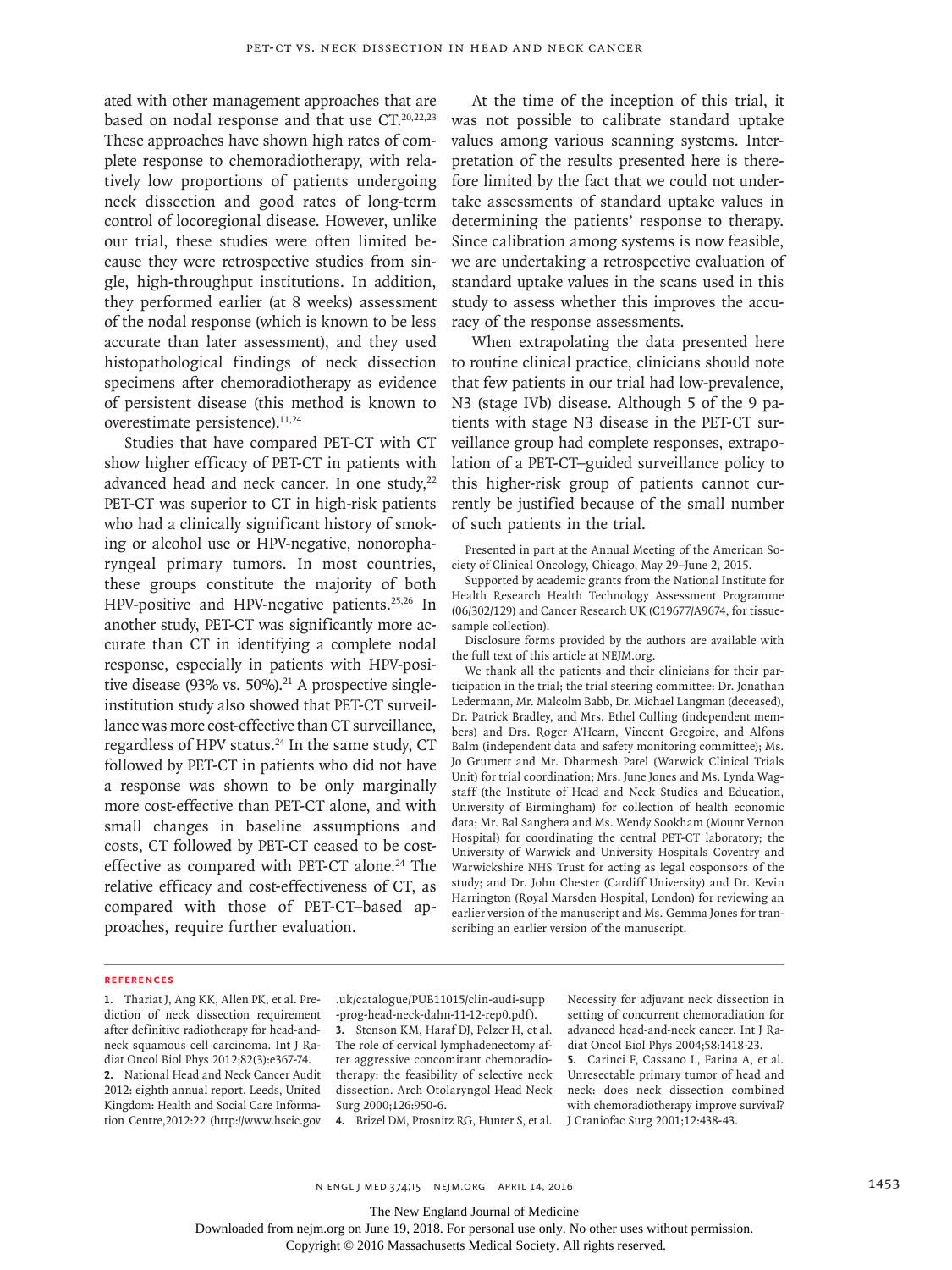ated with other management approaches that are based on nodal response and that use CT.[20,22,23] These approaches have shown high rates of complete response to chemoradiotherapy, with relatively low proportions of patients undergoing neck dissection and good rates of long-term control of locoregional disease. However, unlike our trial, these studies were often limited because they were retrospective studies from single, high-throughput institutions. In addition, they performed earlier (at 8 weeks) assessment of the nodal response (which is known to be less accurate than later assessment), and they used histopathological findings of neck dissection specimens after chemoradiotherapy as evidence of persistent disease (this method is known to overestimate persistence).[11,24]

Studies that have compared PET-CT with CT show higher efficacy of PET-CT in patients with advanced head and neck cancer. In one study,[22] PET-CT was superior to CT in high-risk patients who had a clinically significant history of smoking or alcohol use or HPV-negative, nonoropharyngeal primary tumors. In most countries, these groups constitute the majority of both HPV-positive and HPV-negative patients.[25,26] In another study, PET-CT was significantly more accurate than CT in identifying a complete nodal response, especially in patients with HPV-positive disease (93% vs. 50%).[21] A prospective single-institution study also showed that PET-CT surveillance was more cost-effective than CT surveillance, regardless of HPV status.[24] In the same study, CT followed by PET-CT in patients who did not have a response was shown to be only marginally more cost-effective than PET-CT alone, and with small changes in baseline assumptions and costs, CT followed by PET-CT ceased to be cost-effective as compared with PET-CT alone.[24] The relative efficacy and cost-effectiveness of CT, as compared with those of PET-CT–based approaches, require further evaluation.

At the time of the inception of this trial, it was not possible to calibrate standard uptake values among various scanning systems. Interpretation of the results presented here is therefore limited by the fact that we could not undertake assessments of standard uptake values in determining the patients' response to therapy. Since calibration among systems is now feasible, we are undertaking a retrospective evaluation of standard uptake values in the scans used in this study to assess whether this improves the accuracy of the response assessments.

When extrapolating the data presented here to routine clinical practice, clinicians should note that few patients in our trial had low-prevalence, N3 (stage IVb) disease. Although 5 of the 9 patients with stage N3 disease in the PET-CT surveillance group had complete responses, extrapolation of a PET-CT–guided surveillance policy to this higher-risk group of patients cannot currently be justified because of the small number of such patients in the trial.

Presented in part at the Annual Meeting of the American Society of Clinical Oncology, Chicago, May 29–June 2, 2015.

Supported by academic grants from the National Institute for Health Research Health Technology Assessment Programme (06/302/129) and Cancer Research UK (C19677/A9674, for tissue-sample collection).

Disclosure forms provided by the authors are available with the full text of this article at NEJM.org.

We thank all the patients and their clinicians for their participation in the trial; the trial steering committee: Dr. Jonathan Ledermann, Mr. Malcolm Babb, Dr. Michael Langman (deceased), Dr. Patrick Bradley, and Mrs. Ethel Culling (independent members) and Drs. Roger A'Hearn, Vincent Gregoire, and Alfons Balm (independent data and safety monitoring committee); Ms. Jo Grumett and Mr. Dharmesh Patel (Warwick Clinical Trials Unit) for trial coordination; Mrs. June Jones and Ms. Lynda Wagstaff (the Institute of Head and Neck Studies and Education, University of Birmingham) for collection of health economic data; Mr. Bal Sanghera and Ms. Wendy Sookham (Mount Vernon Hospital) for coordinating the central PET-CT laboratory; the University of Warwick and University Hospitals Coventry and Warwickshire NHS Trust for acting as legal cosponsors of the study; and Dr. John Chester (Cardiff University) and Dr. Kevin Harrington (Royal Marsden Hospital, London) for reviewing an earlier version of the manuscript and Ms. Gemma Jones for transcribing an earlier version of the manuscript.

## References

1. Thariat J, Ang KK, Allen PK, et al. Prediction of neck dissection requirement after definitive radiotherapy for head-and-neck squamous cell carcinoma. Int J Radiat Oncol Biol Phys 2012;82(3):e367-74.
2. National Head and Neck Cancer Audit 2012: eighth annual report. Leeds, United Kingdom: Health and Social Care Information Centre,2012:22 (http://www.hscic.gov.uk/catalogue/PUB11015/clin-audi-supp-prog-head-neck-dahn-11-12-rep0.pdf).
3. Stenson KM, Haraf DJ, Pelzer H, et al. The role of cervical lymphadenectomy after aggressive concomitant chemoradiotherapy: the feasibility of selective neck dissection. Arch Otolaryngol Head Neck Surg 2000;126:950-6.
4. Brizel DM, Prosnitz RG, Hunter S, et al. Necessity for adjuvant neck dissection in setting of concurrent chemoradiation for advanced head-and-neck cancer. Int J Radiat Oncol Biol Phys 2004;58:1418-23.
5. Carinci F, Cassano L, Farina A, et al. Unresectable primary tumor of head and neck: does neck dissection combined with chemoradiotherapy improve survival? J Craniofac Surg 2001;12:438-43.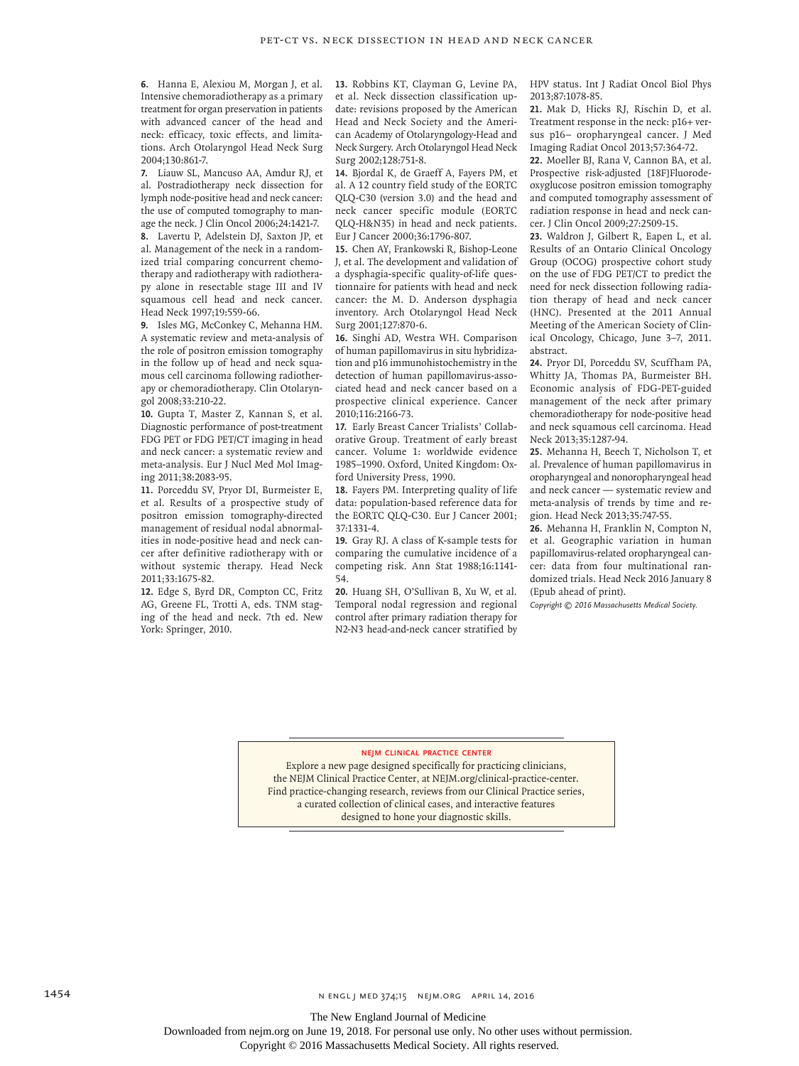6. Hanna E, Alexiou M, Morgan J, et al. Intensive chemoradiotherapy as a primary treatment for organ preservation in patients with advanced cancer of the head and neck: efficacy, toxic effects, and limitations. Arch Otolaryngol Head Neck Surg 2004;130:861-7.

7. Liauw SL, Mancuso AA, Amdur RJ, et al. Postradiotherapy neck dissection for lymph node-positive head and neck cancer: the use of computed tomography to manage the neck. J Clin Oncol 2006;24:1421-7.

8. Lavertu P, Adelstein DJ, Saxton JP, et al. Management of the neck in a randomized trial comparing concurrent chemotherapy and radiotherapy with radiotherapy alone in resectable stage III and IV squamous cell head and neck cancer. Head Neck 1997;19:559-66.

9. Isles MG, McConkey C, Mehanna HM. A systematic review and meta-analysis of the role of positron emission tomography in the follow up of head and neck squamous cell carcinoma following radiotherapy or chemoradiotherapy. Clin Otolaryngol 2008;33:210-22.

10. Gupta T, Master Z, Kannan S, et al. Diagnostic performance of post-treatment FDG PET or FDG PET/CT imaging in head and neck cancer: a systematic review and meta-analysis. Eur J Nucl Med Mol Imaging 2011;38:2083-95.

11. Porceddu SV, Pryor DI, Burmeister E, et al. Results of a prospective study of positron emission tomography-directed management of residual nodal abnormalities in node-positive head and neck cancer after definitive radiotherapy with or without systemic therapy. Head Neck 2011;33:1675-82.

12. Edge S, Byrd DR, Compton CC, Fritz AG, Greene FL, Trotti A, eds. TNM staging of the head and neck. 7th ed. New York: Springer, 2010.

13. Robbins KT, Clayman G, Levine PA, et al. Neck dissection classification update: revisions proposed by the American Head and Neck Society and the American Academy of Otolaryngology-Head and Neck Surgery. Arch Otolaryngol Head Neck Surg 2002;128:751-8.

14. Bjordal K, de Graeff A, Fayers PM, et al. A 12 country field study of the EORTC QLQ-C30 (version 3.0) and the head and neck cancer specific module (EORTC QLQ-H&N35) in head and neck patients. Eur J Cancer 2000;36:1796-807.

15. Chen AY, Frankowski R, Bishop-Leone J, et al. The development and validation of a dysphagia-specific quality-of-life questionnaire for patients with head and neck cancer: the M. D. Anderson dysphagia inventory. Arch Otolaryngol Head Neck Surg 2001;127:870-6.

16. Singhi AD, Westra WH. Comparison of human papillomavirus in situ hybridization and p16 immunohistochemistry in the detection of human papillomavirus-associated head and neck cancer based on a prospective clinical experience. Cancer 2010;116:2166-73.

17. Early Breast Cancer Trialists' Collaborative Group. Treatment of early breast cancer. Volume 1: worldwide evidence 1985–1990. Oxford, United Kingdom: Oxford University Press, 1990.

18. Fayers PM. Interpreting quality of life data: population-based reference data for the EORTC QLQ-C30. Eur J Cancer 2001; 37:1331-4.

19. Gray RJ. A class of K-sample tests for comparing the cumulative incidence of a competing risk. Ann Stat 1988;16:1141-54.

20. Huang SH, O'Sullivan B, Xu W, et al. Temporal nodal regression and regional control after primary radiation therapy for N2-N3 head-and-neck cancer stratified by HPV status. Int J Radiat Oncol Biol Phys 2013;87:1078-85.

21. Mak D, Hicks RJ, Rischin D, et al. Treatment response in the neck: p16+ versus p16− oropharyngeal cancer. J Med Imaging Radiat Oncol 2013;57:364-72.

22. Moeller BJ, Rana V, Cannon BA, et al. Prospective risk-adjusted [18F]Fluorodeoxyglucose positron emission tomography and computed tomography assessment of radiation response in head and neck cancer. J Clin Oncol 2009;27:2509-15.

23. Waldron J, Gilbert R, Eapen L, et al. Results of an Ontario Clinical Oncology Group (OCOG) prospective cohort study on the use of FDG PET/CT to predict the need for neck dissection following radiation therapy of head and neck cancer (HNC). Presented at the 2011 Annual Meeting of the American Society of Clinical Oncology, Chicago, June 3–7, 2011. abstract.

24. Pryor DI, Porceddu SV, Scuffham PA, Whitty JA, Thomas PA, Burmeister BH. Economic analysis of FDG-PET-guided management of the neck after primary chemoradiotherapy for node-positive head and neck squamous cell carcinoma. Head Neck 2013;35:1287-94.

25. Mehanna H, Beech T, Nicholson T, et al. Prevalence of human papillomavirus in oropharyngeal and nonoropharyngeal head and neck cancer — systematic review and meta-analysis of trends by time and region. Head Neck 2013;35:747-55.

26. Mehanna H, Franklin N, Compton N, et al. Geographic variation in human papillomavirus-related oropharyngeal cancer: data from four multinational randomized trials. Head Neck 2016 January 8 (Epub ahead of print).

*Copyright © 2016 Massachusetts Medical Society.*

**NEJM CLINICAL PRACTICE CENTER**

Explore a new page designed specifically for practicing clinicians, the NEJM Clinical Practice Center, at NEJM.org/clinical-practice-center. Find practice-changing research, reviews from our Clinical Practice series, a curated collection of clinical cases, and interactive features designed to hone your diagnostic skills.